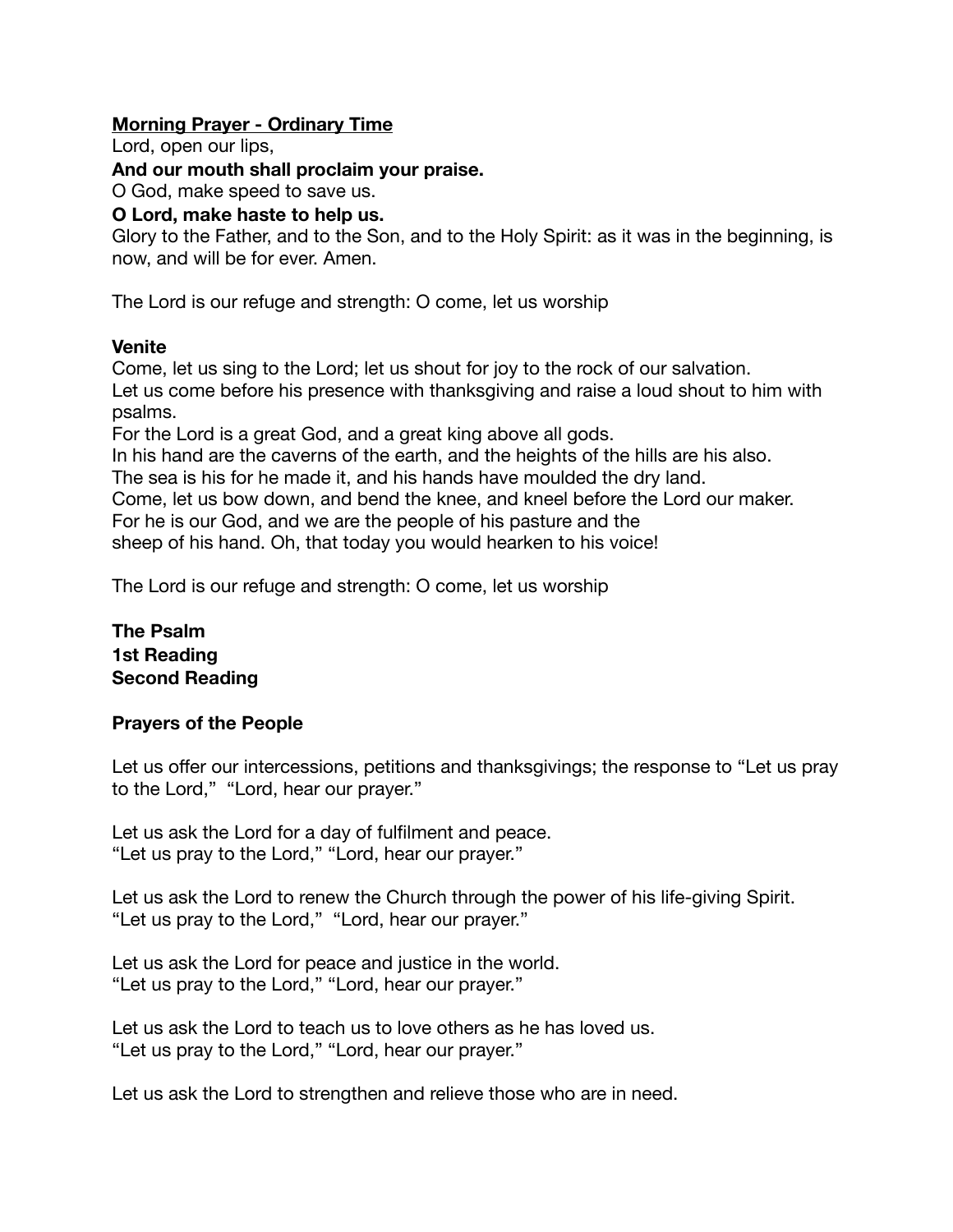**<u>Morning Prayer - Ordinary Time</u>**

Lord, open our lips,

**And our mouth shall proclaim your praise.**

O God, make speed to save us.

**O Lord, make haste to help us.**

Glory to the Father, and to the Son, and to the Holy Spirit: as it was in the beginning, is now, and will be for ever. Amen.

The Lord is our refuge and strength: O come, let us worship

**Venite**

Come, let us sing to the Lord; let us shout for joy to the rock of our salvation.
Let us come before his presence with thanksgiving and raise a loud shout to him with psalms.
For the Lord is a great God, and a great king above all gods.
In his hand are the caverns of the earth, and the heights of the hills are his also.
The sea is his for he made it, and his hands have moulded the dry land.
Come, let us bow down, and bend the knee, and kneel before the Lord our maker.
For he is our God, and we are the people of his pasture and the
sheep of his hand. Oh, that today you would hearken to his voice!

The Lord is our refuge and strength: O come, let us worship

**The Psalm**
**1st Reading**
**Second Reading**

**Prayers of the People**

Let us offer our intercessions, petitions and thanksgivings; the response to "Let us pray to the Lord," "Lord, hear our prayer."

Let us ask the Lord for a day of fulfilment and peace.
"Let us pray to the Lord," "Lord, hear our prayer."

Let us ask the Lord to renew the Church through the power of his life-giving Spirit.
"Let us pray to the Lord," "Lord, hear our prayer."

Let us ask the Lord for peace and justice in the world.
"Let us pray to the Lord," "Lord, hear our prayer."

Let us ask the Lord to teach us to love others as he has loved us.
"Let us pray to the Lord," "Lord, hear our prayer."

Let us ask the Lord to strengthen and relieve those who are in need.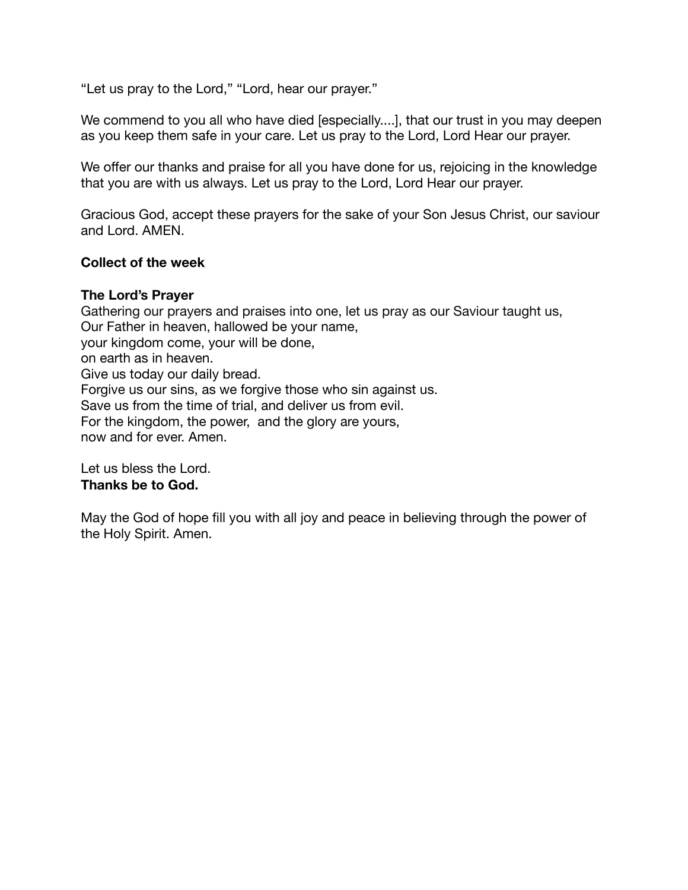"Let us pray to the Lord," "Lord, hear our prayer."

We commend to you all who have died [especially....], that our trust in you may deepen as you keep them safe in your care. Let us pray to the Lord, Lord Hear our prayer.

We offer our thanks and praise for all you have done for us, rejoicing in the knowledge that you are with us always. Let us pray to the Lord, Lord Hear our prayer.

Gracious God, accept these prayers for the sake of your Son Jesus Christ, our saviour and Lord. AMEN.

**Collect of the week**

**The Lord's Prayer**

Gathering our prayers and praises into one, let us pray as our Saviour taught us,
Our Father in heaven, hallowed be your name,
your kingdom come, your will be done,
on earth as in heaven.
Give us today our daily bread.
Forgive us our sins, as we forgive those who sin against us.
Save us from the time of trial, and deliver us from evil.
For the kingdom, the power, and the glory are yours,
now and for ever. Amen.

Let us bless the Lord.
**Thanks be to God.**

May the God of hope fill you with all joy and peace in believing through the power of the Holy Spirit. Amen.